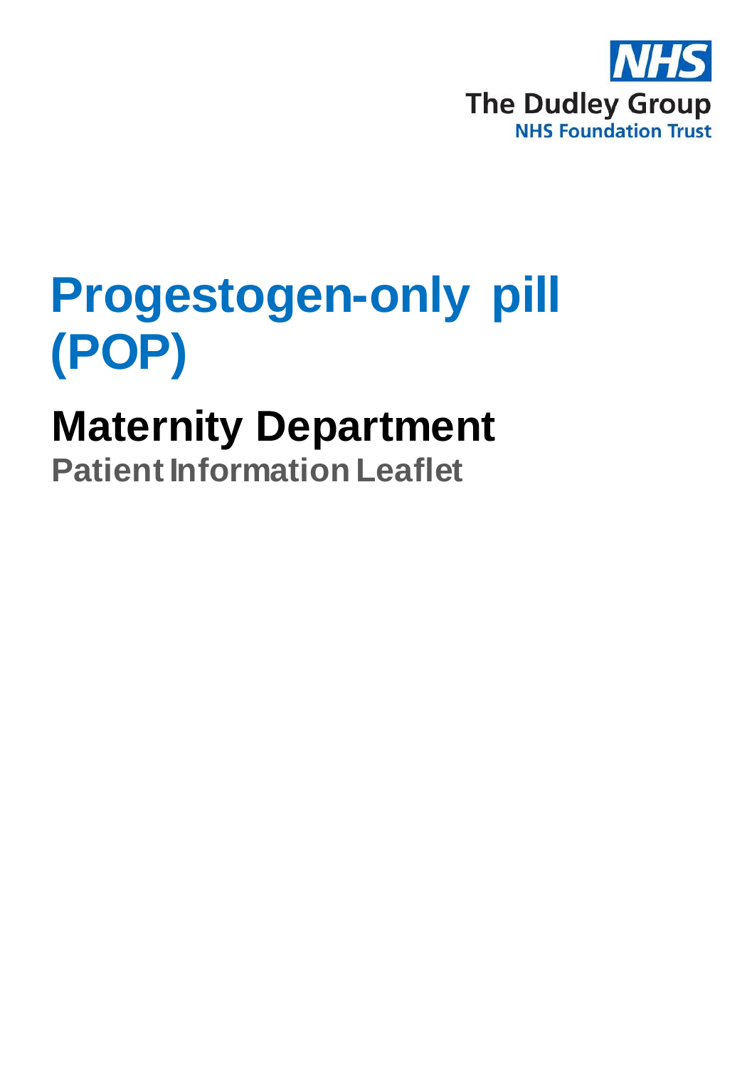NHS

The Dudley Group
NHS Foundation Trust

# Progestogen-only pill (POP)

## Maternity Department

### Patient Information Leaflet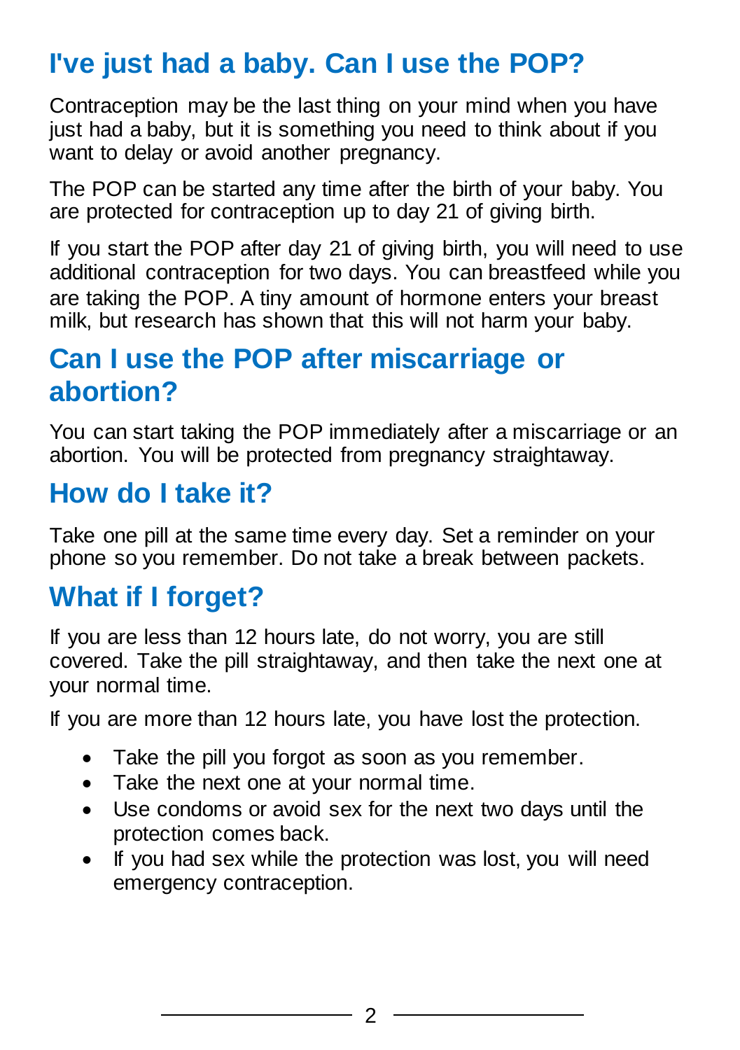## I've just had a baby. Can I use the POP?

Contraception may be the last thing on your mind when you have just had a baby, but it is something you need to think about if you want to delay or avoid another pregnancy.

The POP can be started any time after the birth of your baby. You are protected for contraception up to day 21 of giving birth.

If you start the POP after day 21 of giving birth, you will need to use additional contraception for two days. You can breastfeed while you are taking the POP. A tiny amount of hormone enters your breast milk, but research has shown that this will not harm your baby.

## Can I use the POP after miscarriage or abortion?

You can start taking the POP immediately after a miscarriage or an abortion. You will be protected from pregnancy straightaway.

## How do I take it?

Take one pill at the same time every day. Set a reminder on your phone so you remember. Do not take a break between packets.

## What if I forget?

If you are less than 12 hours late, do not worry, you are still covered. Take the pill straightaway, and then take the next one at your normal time.

If you are more than 12 hours late, you have lost the protection.

- Take the pill you forgot as soon as you remember.
- Take the next one at your normal time.
- Use condoms or avoid sex for the next two days until the protection comes back.
- If you had sex while the protection was lost, you will need emergency contraception.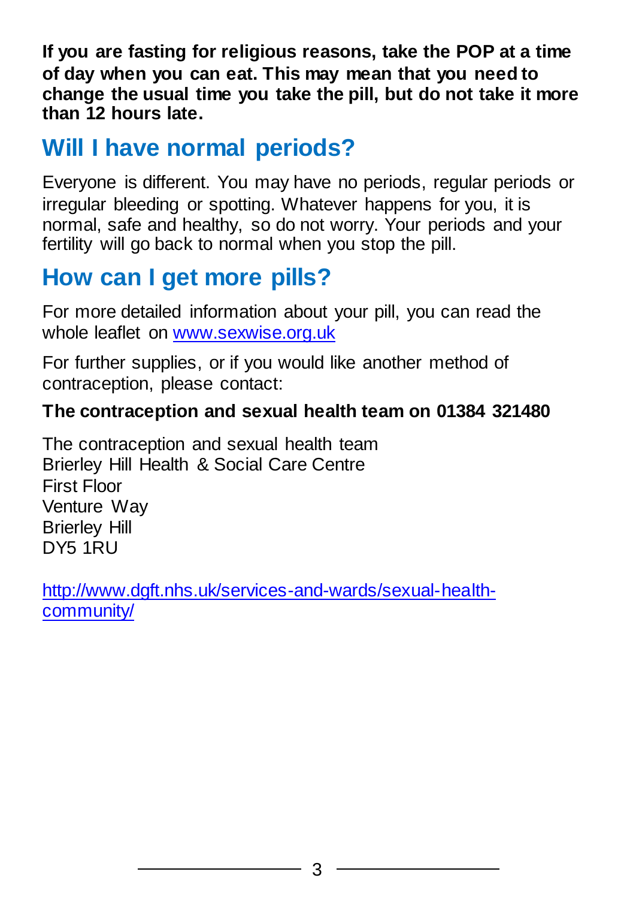**If you are fasting for religious reasons, take the POP at a time of day when you can eat. This may mean that you need to change the usual time you take the pill, but do not take it more than 12 hours late.**

## Will I have normal periods?

Everyone is different. You may have no periods, regular periods or irregular bleeding or spotting. Whatever happens for you, it is normal, safe and healthy, so do not worry. Your periods and your fertility will go back to normal when you stop the pill.

## How can I get more pills?

For more detailed information about your pill, you can read the whole leaflet on [www.sexwise.org.uk](www.sexwise.org.uk)

For further supplies, or if you would like another method of contraception, please contact:

**The contraception and sexual health team on 01384 321480**

The contraception and sexual health team
Brierley Hill Health & Social Care Centre
First Floor
Venture Way
Brierley Hill
DY5 1RU

[http://www.dgft.nhs.uk/services-and-wards/sexual-health-community/](http://www.dgft.nhs.uk/services-and-wards/sexual-health-community/)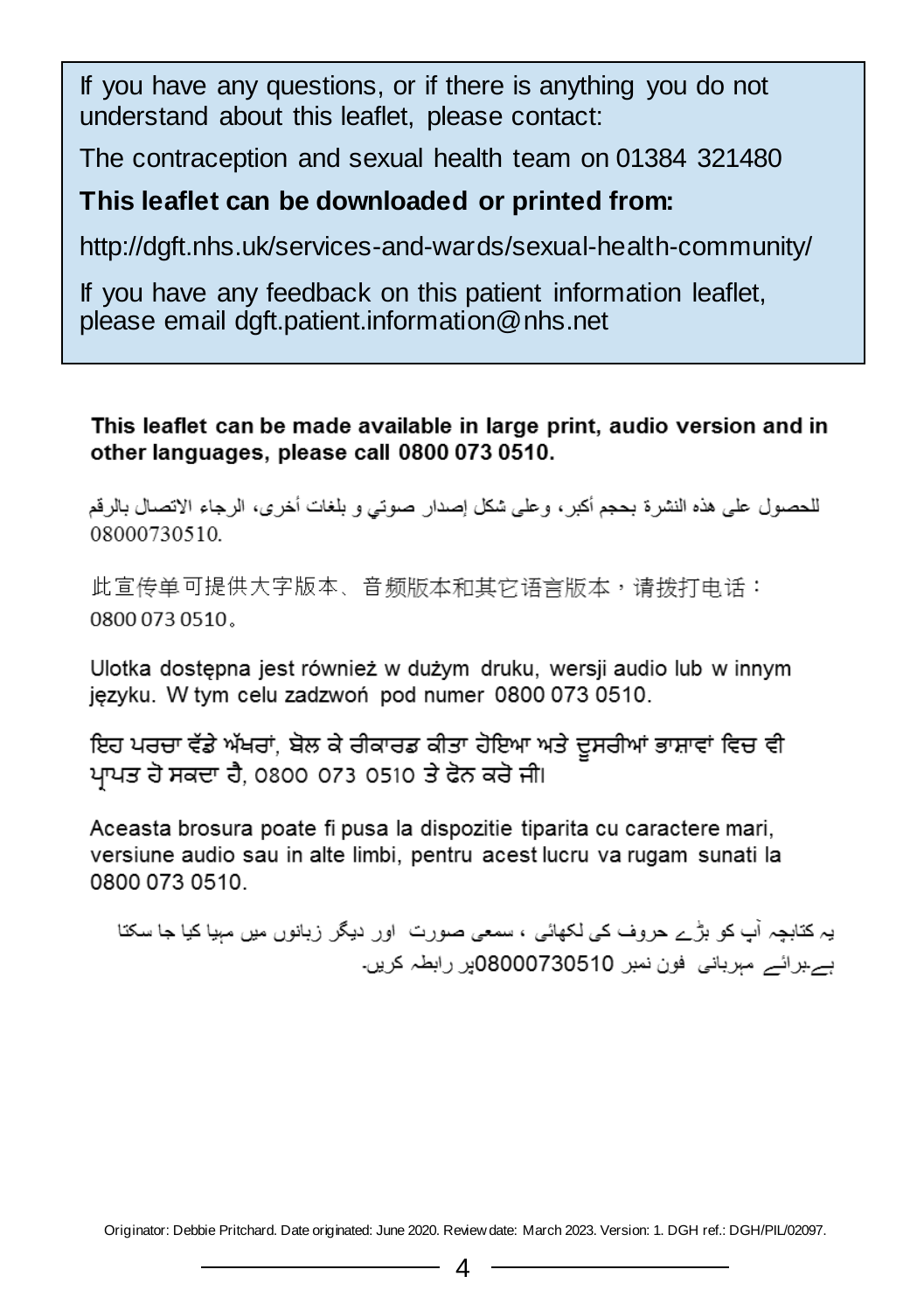If you have any questions, or if there is anything you do not understand about this leaflet, please contact:

The contraception and sexual health team on 01384 321480

**This leaflet can be downloaded or printed from:**

http://dgft.nhs.uk/services-and-wards/sexual-health-community/

If you have any feedback on this patient information leaflet, please email dgft.patient.information@nhs.net

**This leaflet can be made available in large print, audio version and in other languages, please call 0800 073 0510.**

للحصول على هذه النشرة بحجم أكبر، وعلى شكل إصدار صوتي و بلغات أخرى، الرجاء الاتصال بالرقم 08000730510.

此宣传单可提供大字版本、音频版本和其它语言版本，请拨打电话：0800 073 0510。

Ulotka dostępna jest również w dużym druku, wersji audio lub w innym języku. W tym celu zadzwoń pod numer 0800 073 0510.

ਇਹ ਪਰਚਾ ਵੱਡੇ ਅੱਖਰਾਂ, ਬੋਲ ਕੇ ਰੀਕਾਰਡ ਕੀਤਾ ਹੋਇਆ ਅਤੇ ਦੂਸਰੀਆਂ ਭਾਸ਼ਾਵਾਂ ਵਿਚ ਵੀ ਪ੍ਰਾਪਤ ਹੋ ਸਕਦਾ ਹੈ, 0800 073 0510 ਤੇ ਫੋਨ ਕਰੋ ਜੀ।

Aceasta brosura poate fi pusa la dispozitie tiparita cu caractere mari, versiune audio sau in alte limbi, pentru acest lucru va rugam sunati la 0800 073 0510.

یہ کتابچہ آپ کو بڑے حروف کی لکھائی ، سمعی صورت اور دیگر زبانوں میں مہیا کیا جا سکتا ہے۔برائے مہربانی فون نمبر 08000730510پر رابطہ کریں۔

Originator: Debbie Pritchard. Date originated: June 2020. Review date: March 2023. Version: 1. DGH ref.: DGH/PIL/02097.